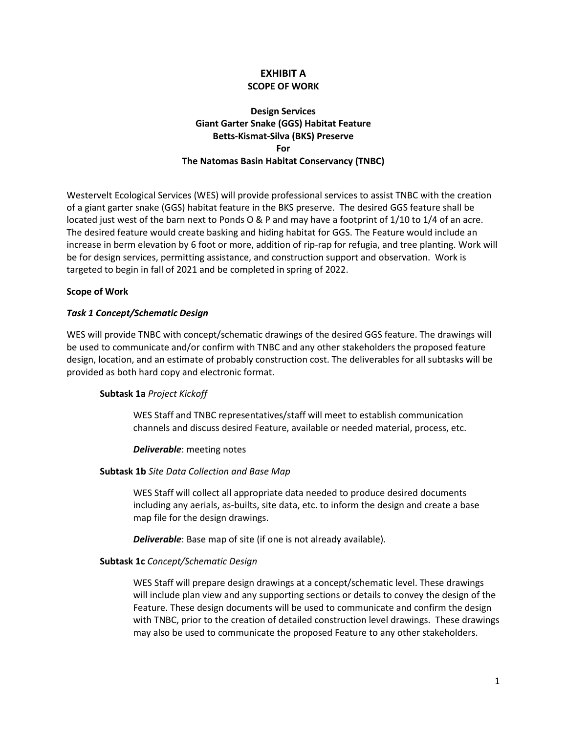# EXHIBIT A

## SCOPE OF WORK

### Design Services
### Giant Garter Snake (GGS) Habitat Feature
### Betts-Kismat-Silva (BKS) Preserve
### For
### The Natomas Basin Habitat Conservancy (TNBC)

Westervelt Ecological Services (WES) will provide professional services to assist TNBC with the creation of a giant garter snake (GGS) habitat feature in the BKS preserve. The desired GGS feature shall be located just west of the barn next to Ponds O & P and may have a footprint of 1/10 to 1/4 of an acre. The desired feature would create basking and hiding habitat for GGS. The Feature would include an increase in berm elevation by 6 foot or more, addition of rip-rap for refugia, and tree planting. Work will be for design services, permitting assistance, and construction support and observation. Work is targeted to begin in fall of 2021 and be completed in spring of 2022.

**Scope of Work**

***Task 1 Concept/Schematic Design***

WES will provide TNBC with concept/schematic drawings of the desired GGS feature. The drawings will be used to communicate and/or confirm with TNBC and any other stakeholders the proposed feature design, location, and an estimate of probably construction cost. The deliverables for all subtasks will be provided as both hard copy and electronic format.

**Subtask 1a** *Project Kickoff*

WES Staff and TNBC representatives/staff will meet to establish communication channels and discuss desired Feature, available or needed material, process, etc.

***Deliverable***: meeting notes

**Subtask 1b** *Site Data Collection and Base Map*

WES Staff will collect all appropriate data needed to produce desired documents including any aerials, as-builts, site data, etc. to inform the design and create a base map file for the design drawings.

***Deliverable***: Base map of site (if one is not already available).

**Subtask 1c** *Concept/Schematic Design*

WES Staff will prepare design drawings at a concept/schematic level. These drawings will include plan view and any supporting sections or details to convey the design of the Feature. These design documents will be used to communicate and confirm the design with TNBC, prior to the creation of detailed construction level drawings. These drawings may also be used to communicate the proposed Feature to any other stakeholders.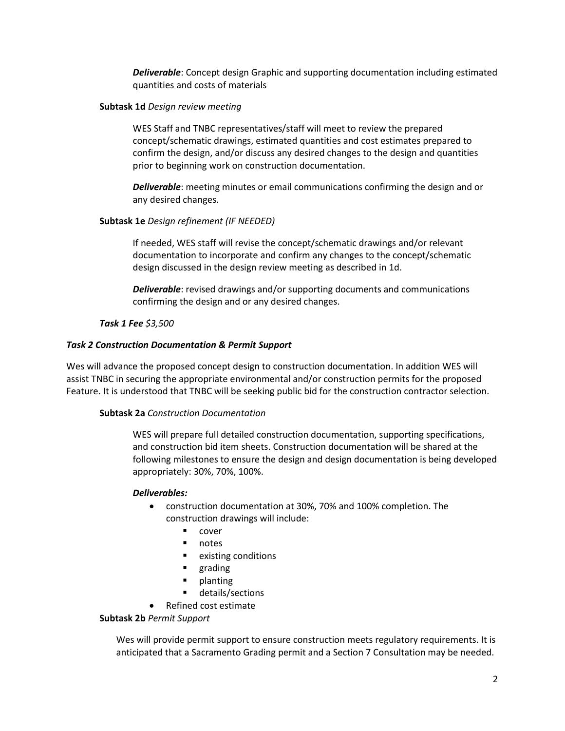***Deliverable***: Concept design Graphic and supporting documentation including estimated quantities and costs of materials

**Subtask 1d** *Design review meeting*

WES Staff and TNBC representatives/staff will meet to review the prepared concept/schematic drawings, estimated quantities and cost estimates prepared to confirm the design, and/or discuss any desired changes to the design and quantities prior to beginning work on construction documentation.

***Deliverable***: meeting minutes or email communications confirming the design and or any desired changes.

**Subtask 1e** *Design refinement (IF NEEDED)*

If needed, WES staff will revise the concept/schematic drawings and/or relevant documentation to incorporate and confirm any changes to the concept/schematic design discussed in the design review meeting as described in 1d.

***Deliverable***: revised drawings and/or supporting documents and communications confirming the design and or any desired changes.

***Task 1 Fee*** *$3,500*

***Task 2 Construction Documentation & Permit Support***

Wes will advance the proposed concept design to construction documentation. In addition WES will assist TNBC in securing the appropriate environmental and/or construction permits for the proposed Feature. It is understood that TNBC will be seeking public bid for the construction contractor selection.

**Subtask 2a** *Construction Documentation*

WES will prepare full detailed construction documentation, supporting specifications, and construction bid item sheets. Construction documentation will be shared at the following milestones to ensure the design and design documentation is being developed appropriately: 30%, 70%, 100%.

***Deliverables:***

- construction documentation at 30%, 70% and 100% completion. The construction drawings will include:
  - cover
  - notes
  - existing conditions
  - grading
  - planting
  - details/sections
- Refined cost estimate

**Subtask 2b** *Permit Support*

Wes will provide permit support to ensure construction meets regulatory requirements. It is anticipated that a Sacramento Grading permit and a Section 7 Consultation may be needed.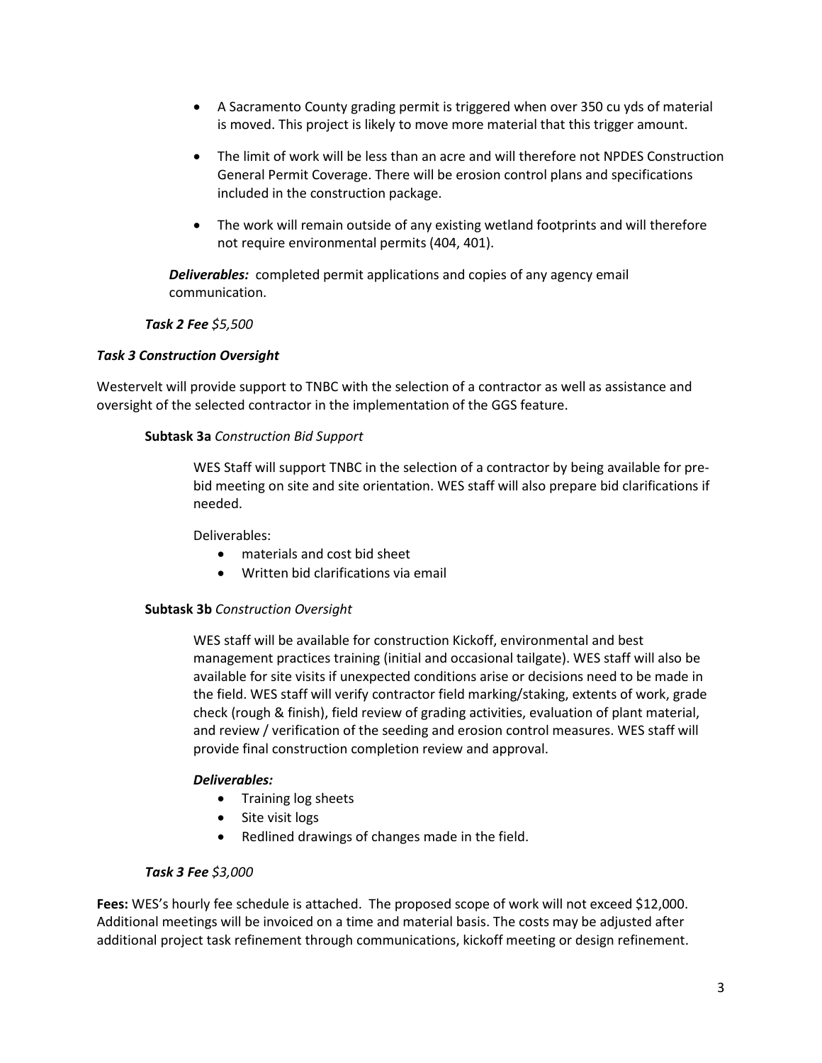- A Sacramento County grading permit is triggered when over 350 cu yds of material is moved. This project is likely to move more material that this trigger amount.
- The limit of work will be less than an acre and will therefore not NPDES Construction General Permit Coverage. There will be erosion control plans and specifications included in the construction package.
- The work will remain outside of any existing wetland footprints and will therefore not require environmental permits (404, 401).

***Deliverables:*** completed permit applications and copies of any agency email communication.

***Task 2 Fee*** *$5,500*

### ***Task 3 Construction Oversight***

Westervelt will provide support to TNBC with the selection of a contractor as well as assistance and oversight of the selected contractor in the implementation of the GGS feature.

**Subtask 3a** *Construction Bid Support*

WES Staff will support TNBC in the selection of a contractor by being available for pre-bid meeting on site and site orientation. WES staff will also prepare bid clarifications if needed.

Deliverables:

- materials and cost bid sheet
- Written bid clarifications via email

**Subtask 3b** *Construction Oversight*

WES staff will be available for construction Kickoff, environmental and best management practices training (initial and occasional tailgate). WES staff will also be available for site visits if unexpected conditions arise or decisions need to be made in the field. WES staff will verify contractor field marking/staking, extents of work, grade check (rough & finish), field review of grading activities, evaluation of plant material, and review / verification of the seeding and erosion control measures. WES staff will provide final construction completion review and approval.

***Deliverables:***

- Training log sheets
- Site visit logs
- Redlined drawings of changes made in the field.

***Task 3 Fee*** *$3,000*

**Fees:** WES's hourly fee schedule is attached. The proposed scope of work will not exceed $12,000. Additional meetings will be invoiced on a time and material basis. The costs may be adjusted after additional project task refinement through communications, kickoff meeting or design refinement.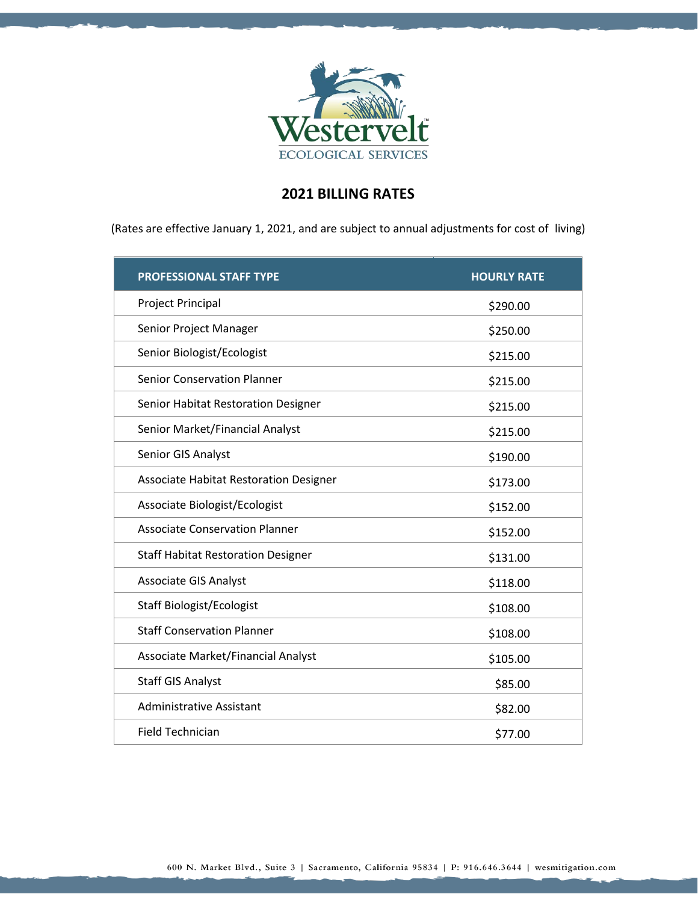Westervelt
ECOLOGICAL SERVICES

## 2021 BILLING RATES

(Rates are effective January 1, 2021, and are subject to annual adjustments for cost of living)

| PROFESSIONAL STAFF TYPE | HOURLY RATE |
|---|---|
| Project Principal | $290.00 |
| Senior Project Manager | $250.00 |
| Senior Biologist/Ecologist | $215.00 |
| Senior Conservation Planner | $215.00 |
| Senior Habitat Restoration Designer | $215.00 |
| Senior Market/Financial Analyst | $215.00 |
| Senior GIS Analyst | $190.00 |
| Associate Habitat Restoration Designer | $173.00 |
| Associate Biologist/Ecologist | $152.00 |
| Associate Conservation Planner | $152.00 |
| Staff Habitat Restoration Designer | $131.00 |
| Associate GIS Analyst | $118.00 |
| Staff Biologist/Ecologist | $108.00 |
| Staff Conservation Planner | $108.00 |
| Associate Market/Financial Analyst | $105.00 |
| Staff GIS Analyst | $85.00 |
| Administrative Assistant | $82.00 |
| Field Technician | $77.00 |

600 N. Market Blvd., Suite 3 | Sacramento, California 95834 | P: 916.646.3644 | wesmitigation.com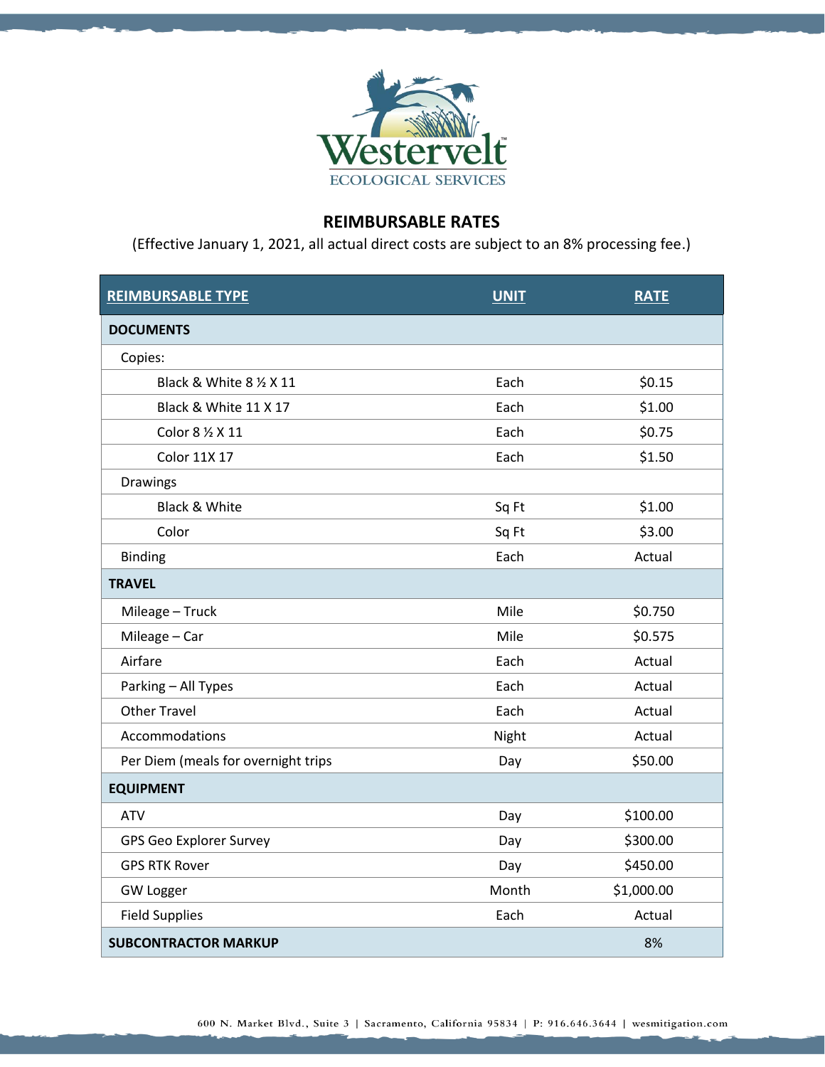Westervelt
ECOLOGICAL SERVICES

## REIMBURSABLE RATES

(Effective January 1, 2021, all actual direct costs are subject to an 8% processing fee.)

| REIMBURSABLE TYPE | UNIT | RATE |
|---|---|---|
| **DOCUMENTS** | | |
| Copies: | | |
| Black & White 8 ½ X 11 | Each | $0.15 |
| Black & White 11 X 17 | Each | $1.00 |
| Color 8 ½ X 11 | Each | $0.75 |
| Color 11X 17 | Each | $1.50 |
| Drawings | | |
| Black & White | Sq Ft | $1.00 |
| Color | Sq Ft | $3.00 |
| Binding | Each | Actual |
| **TRAVEL** | | |
| Mileage – Truck | Mile | $0.750 |
| Mileage – Car | Mile | $0.575 |
| Airfare | Each | Actual |
| Parking – All Types | Each | Actual |
| Other Travel | Each | Actual |
| Accommodations | Night | Actual |
| Per Diem (meals for overnight trips | Day | $50.00 |
| **EQUIPMENT** | | |
| ATV | Day | $100.00 |
| GPS Geo Explorer Survey | Day | $300.00 |
| GPS RTK Rover | Day | $450.00 |
| GW Logger | Month | $1,000.00 |
| Field Supplies | Each | Actual |
| **SUBCONTRACTOR MARKUP** | | 8% |

600 N. Market Blvd., Suite 3 | Sacramento, California 95834 | P: 916.646.3644 | wesmitigation.com